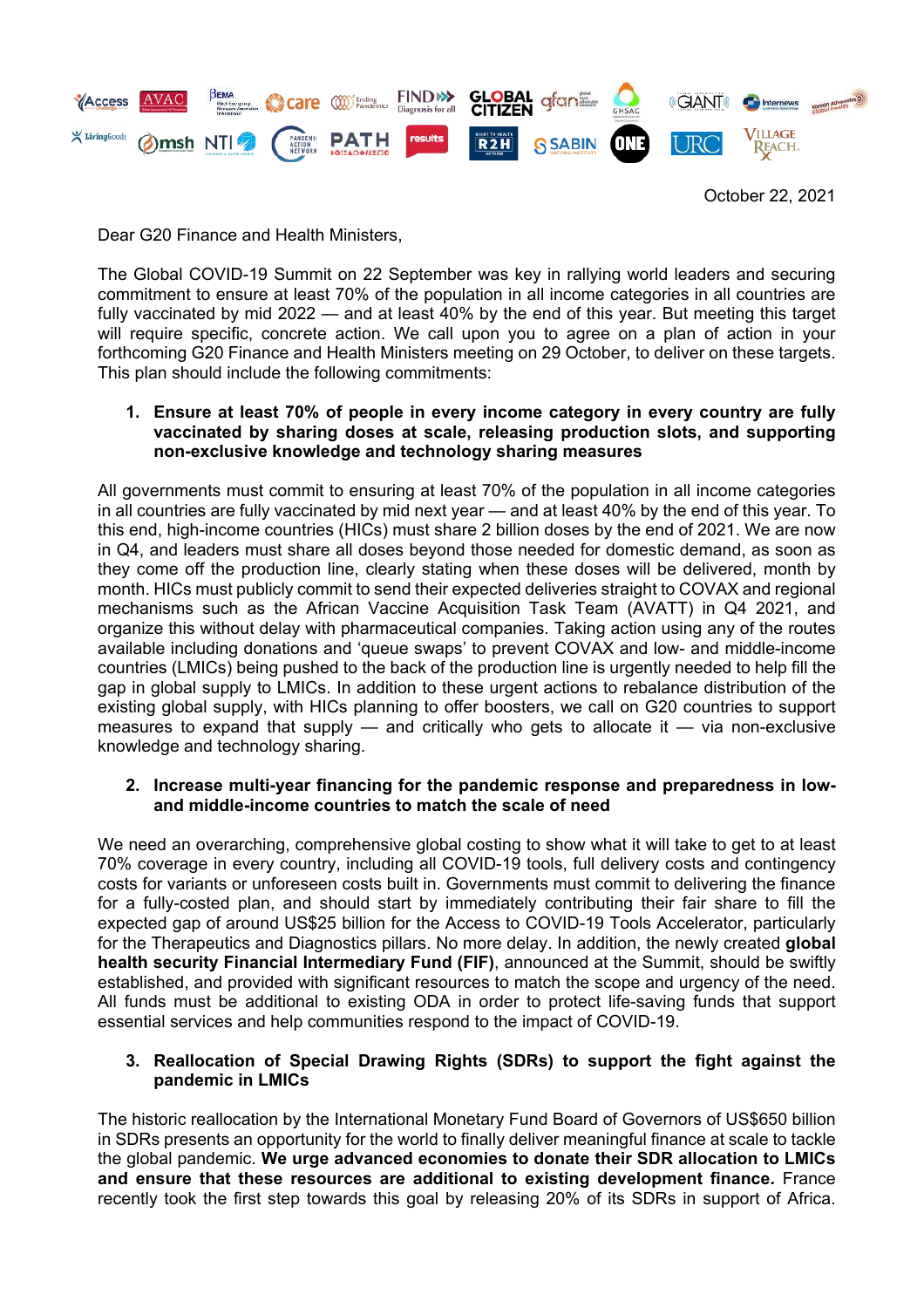October 22, 2021

Dear G20 Finance and Health Ministers,

The Global COVID-19 Summit on 22 September was key in rallying world leaders and securing commitment to ensure at least 70% of the population in all income categories in all countries are fully vaccinated by mid 2022 — and at least 40% by the end of this year. But meeting this target will require specific, concrete action. We call upon you to agree on a plan of action in your forthcoming G20 Finance and Health Ministers meeting on 29 October, to deliver on these targets. This plan should include the following commitments:

1. **Ensure at least 70% of people in every income category in every country are fully vaccinated by sharing doses at scale, releasing production slots, and supporting non-exclusive knowledge and technology sharing measures**

All governments must commit to ensuring at least 70% of the population in all income categories in all countries are fully vaccinated by mid next year — and at least 40% by the end of this year. To this end, high-income countries (HICs) must share 2 billion doses by the end of 2021. We are now in Q4, and leaders must share all doses beyond those needed for domestic demand, as soon as they come off the production line, clearly stating when these doses will be delivered, month by month. HICs must publicly commit to send their expected deliveries straight to COVAX and regional mechanisms such as the African Vaccine Acquisition Task Team (AVATT) in Q4 2021, and organize this without delay with pharmaceutical companies. Taking action using any of the routes available including donations and 'queue swaps' to prevent COVAX and low- and middle-income countries (LMICs) being pushed to the back of the production line is urgently needed to help fill the gap in global supply to LMICs. In addition to these urgent actions to rebalance distribution of the existing global supply, with HICs planning to offer boosters, we call on G20 countries to support measures to expand that supply — and critically who gets to allocate it — via non-exclusive knowledge and technology sharing.

2. **Increase multi-year financing for the pandemic response and preparedness in low- and middle-income countries to match the scale of need**

We need an overarching, comprehensive global costing to show what it will take to get to at least 70% coverage in every country, including all COVID-19 tools, full delivery costs and contingency costs for variants or unforeseen costs built in. Governments must commit to delivering the finance for a fully-costed plan, and should start by immediately contributing their fair share to fill the expected gap of around US$25 billion for the Access to COVID-19 Tools Accelerator, particularly for the Therapeutics and Diagnostics pillars. No more delay. In addition, the newly created **global health security Financial Intermediary Fund (FIF)**, announced at the Summit, should be swiftly established, and provided with significant resources to match the scope and urgency of the need. All funds must be additional to existing ODA in order to protect life-saving funds that support essential services and help communities respond to the impact of COVID-19.

3. **Reallocation of Special Drawing Rights (SDRs) to support the fight against the pandemic in LMICs**

The historic reallocation by the International Monetary Fund Board of Governors of US$650 billion in SDRs presents an opportunity for the world to finally deliver meaningful finance at scale to tackle the global pandemic. **We urge advanced economies to donate their SDR allocation to LMICs and ensure that these resources are additional to existing development finance.** France recently took the first step towards this goal by releasing 20% of its SDRs in support of Africa.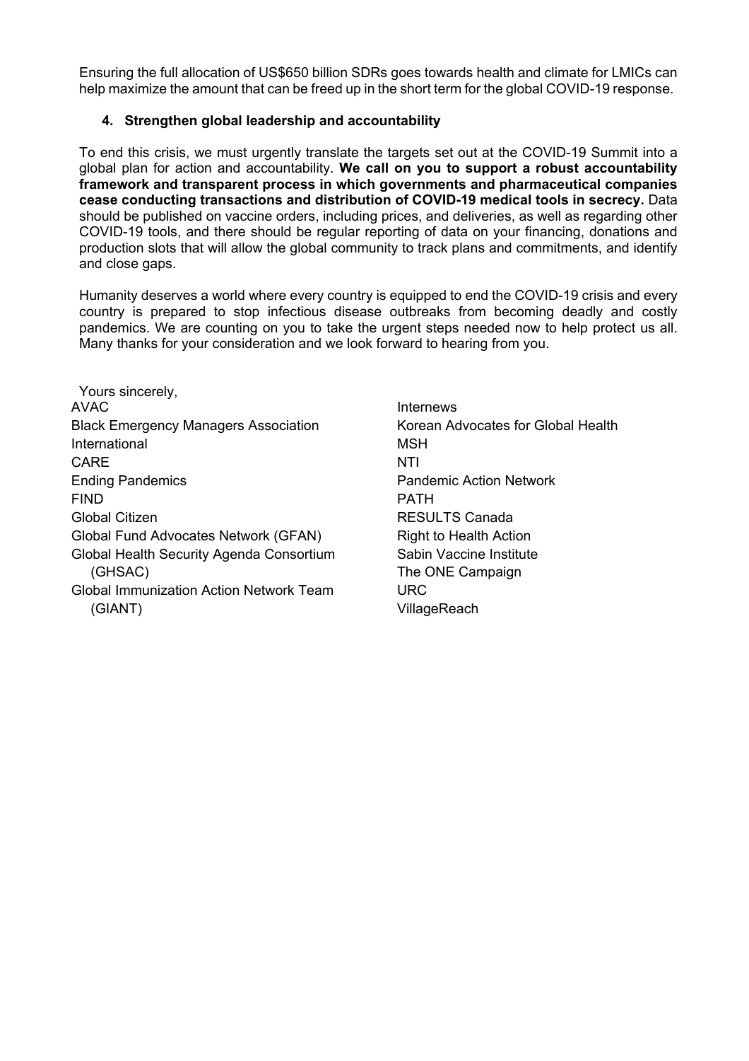Ensuring the full allocation of US$650 billion SDRs goes towards health and climate for LMICs can help maximize the amount that can be freed up in the short term for the global COVID-19 response.

4. **Strengthen global leadership and accountability**

To end this crisis, we must urgently translate the targets set out at the COVID-19 Summit into a global plan for action and accountability. **We call on you to support a robust accountability framework and transparent process in which governments and pharmaceutical companies cease conducting transactions and distribution of COVID-19 medical tools in secrecy.** Data should be published on vaccine orders, including prices, and deliveries, as well as regarding other COVID-19 tools, and there should be regular reporting of data on your financing, donations and production slots that will allow the global community to track plans and commitments, and identify and close gaps.

Humanity deserves a world where every country is equipped to end the COVID-19 crisis and every country is prepared to stop infectious disease outbreaks from becoming deadly and costly pandemics. We are counting on you to take the urgent steps needed now to help protect us all. Many thanks for your consideration and we look forward to hearing from you.

Yours sincerely,

AVAC
Black Emergency Managers Association International
CARE
Ending Pandemics
FIND
Global Citizen
Global Fund Advocates Network (GFAN)
Global Health Security Agenda Consortium (GHSAC)
Global Immunization Action Network Team (GIANT)
Internews
Korean Advocates for Global Health
MSH
NTI
Pandemic Action Network
PATH
RESULTS Canada
Right to Health Action
Sabin Vaccine Institute
The ONE Campaign
URC
VillageReach